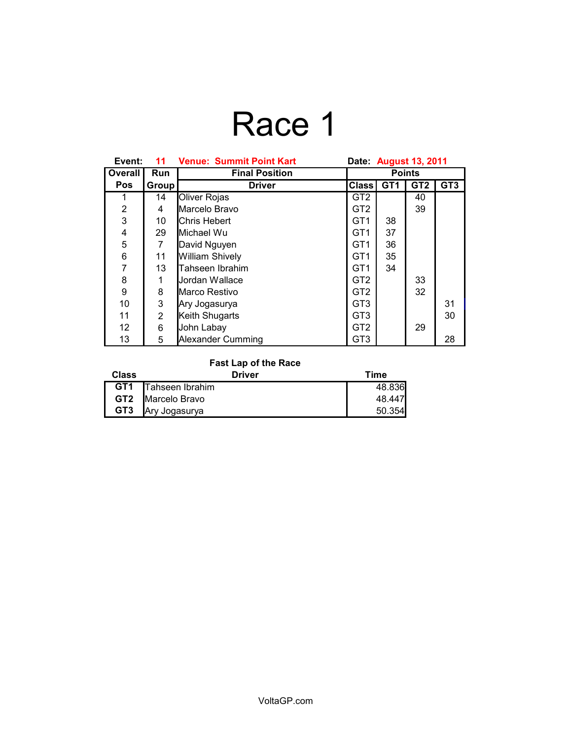# Race 1

**Event:** 11 **Venue: Summit Point Kart** **Date:** August 13, 2011

| Overall Pos | Run Group | Final Position Driver | Class | Points GT1 | GT2 | GT3 |
|---|---|---|---|---|---|---|
| 1 | 14 | Oliver Rojas | GT2 | | 40 | |
| 2 | 4 | Marcelo Bravo | GT2 | | 39 | |
| 3 | 10 | Chris Hebert | GT1 | 38 | | |
| 4 | 29 | Michael Wu | GT1 | 37 | | |
| 5 | 7 | David Nguyen | GT1 | 36 | | |
| 6 | 11 | William Shively | GT1 | 35 | | |
| 7 | 13 | Tahseen Ibrahim | GT1 | 34 | | |
| 8 | 1 | Jordan Wallace | GT2 | | 33 | |
| 9 | 8 | Marco Restivo | GT2 | | 32 | |
| 10 | 3 | Ary Jogasurya | GT3 | | | 31 |
| 11 | 2 | Keith Shugarts | GT3 | | | 30 |
| 12 | 6 | John Labay | GT2 | | 29 | |
| 13 | 5 | Alexander Cumming | GT3 | | | 28 |

**Fast Lap of the Race**

| Class | Driver | Time |
|---|---|---|
| GT1 | Tahseen Ibrahim | 48.836 |
| GT2 | Marcelo Bravo | 48.447 |
| GT3 | Ary Jogasurya | 50.354 |

VoltaGP.com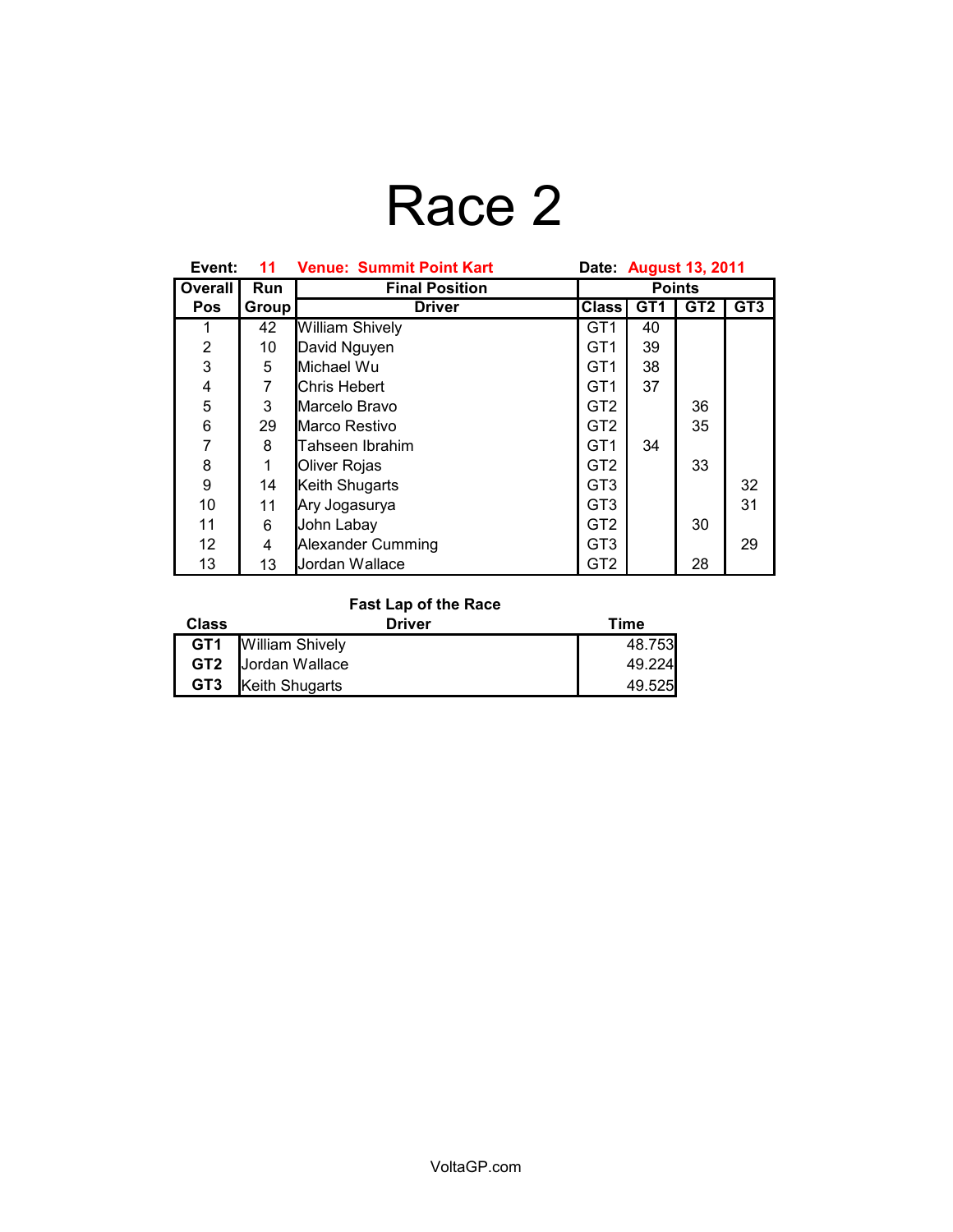# Race 2

**Event:** 11 **Venue: Summit Point Kart** **Date:** August 13, 2011

| Overall | Run | Final Position | Points | | | |
|---|---|---|---|---|---|---|
| **Pos** | **Group** | **Driver** | **Class** | **GT1** | **GT2** | **GT3** |
| 1 | 42 | William Shively | GT1 | 40 | | |
| 2 | 10 | David Nguyen | GT1 | 39 | | |
| 3 | 5 | Michael Wu | GT1 | 38 | | |
| 4 | 7 | Chris Hebert | GT1 | 37 | | |
| 5 | 3 | Marcelo Bravo | GT2 | | 36 | |
| 6 | 29 | Marco Restivo | GT2 | | 35 | |
| 7 | 8 | Tahseen Ibrahim | GT1 | 34 | | |
| 8 | 1 | Oliver Rojas | GT2 | | 33 | |
| 9 | 14 | Keith Shugarts | GT3 | | | 32 |
| 10 | 11 | Ary Jogasurya | GT3 | | | 31 |
| 11 | 6 | John Labay | GT2 | | 30 | |
| 12 | 4 | Alexander Cumming | GT3 | | | 29 |
| 13 | 13 | Jordan Wallace | GT2 | | 28 | |

**Fast Lap of the Race**

| Class | Driver | Time |
|---|---|---|
| **GT1** | William Shively | 48.753 |
| **GT2** | Jordan Wallace | 49.224 |
| **GT3** | Keith Shugarts | 49.525 |

VoltaGP.com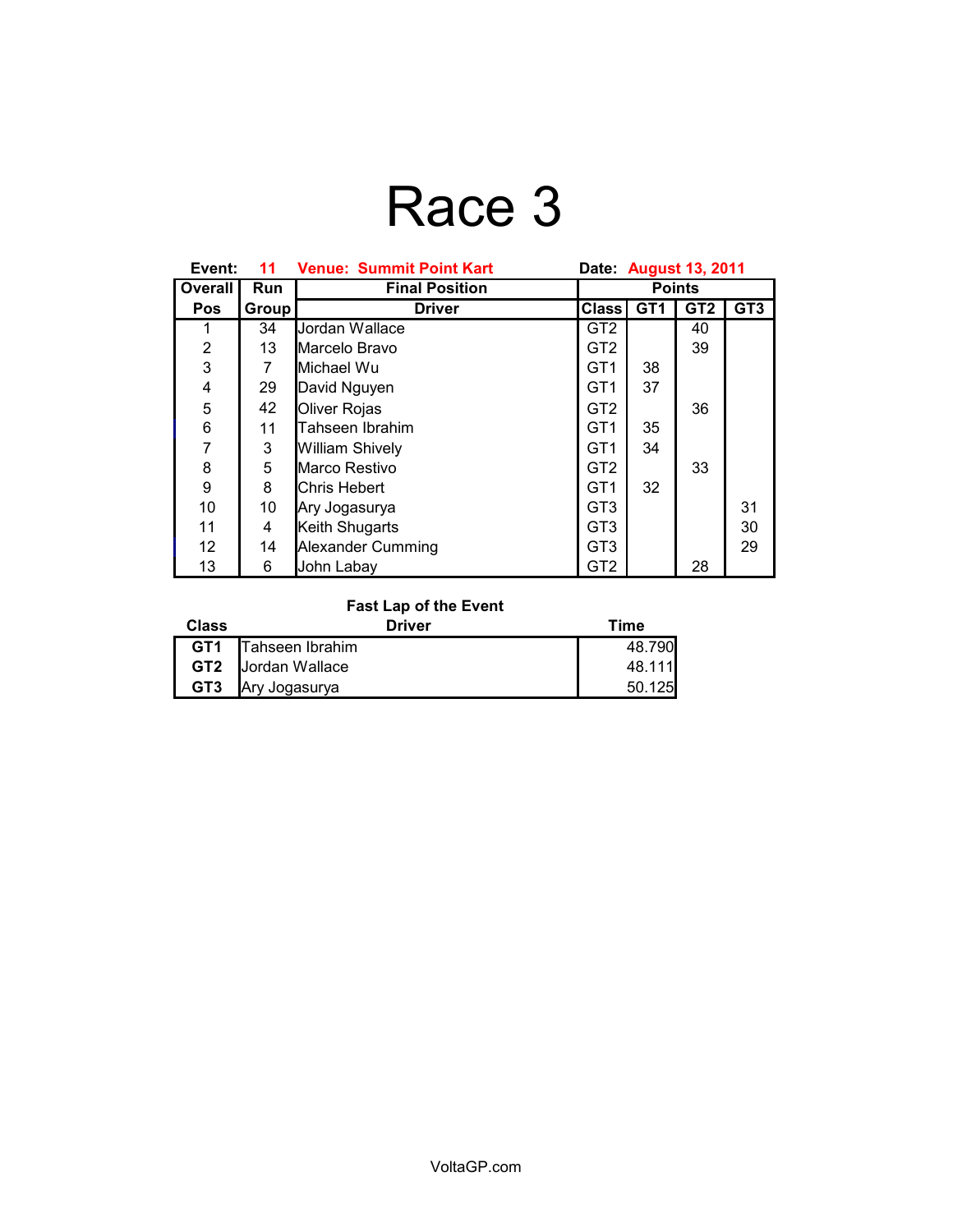# Race 3

**Event:** 11 **Venue: Summit Point Kart** **Date:** August 13, 2011

| Overall | Run | Final Position | Points | | | |
|---|---|---|---|---|---|---|
| Pos | Group | Driver | Class | GT1 | GT2 | GT3 |
| 1 | 34 | Jordan Wallace | GT2 | | 40 | |
| 2 | 13 | Marcelo Bravo | GT2 | | 39 | |
| 3 | 7 | Michael Wu | GT1 | 38 | | |
| 4 | 29 | David Nguyen | GT1 | 37 | | |
| 5 | 42 | Oliver Rojas | GT2 | | 36 | |
| 6 | 11 | Tahseen Ibrahim | GT1 | 35 | | |
| 7 | 3 | William Shively | GT1 | 34 | | |
| 8 | 5 | Marco Restivo | GT2 | | 33 | |
| 9 | 8 | Chris Hebert | GT1 | 32 | | |
| 10 | 10 | Ary Jogasurya | GT3 | | | 31 |
| 11 | 4 | Keith Shugarts | GT3 | | | 30 |
| 12 | 14 | Alexander Cumming | GT3 | | | 29 |
| 13 | 6 | John Labay | GT2 | | 28 | |

**Fast Lap of the Event**

| Class | Driver | Time |
|---|---|---|
| **GT1** | Tahseen Ibrahim | 48.790 |
| **GT2** | Jordan Wallace | 48.111 |
| **GT3** | Ary Jogasurya | 50.125 |

VoltaGP.com